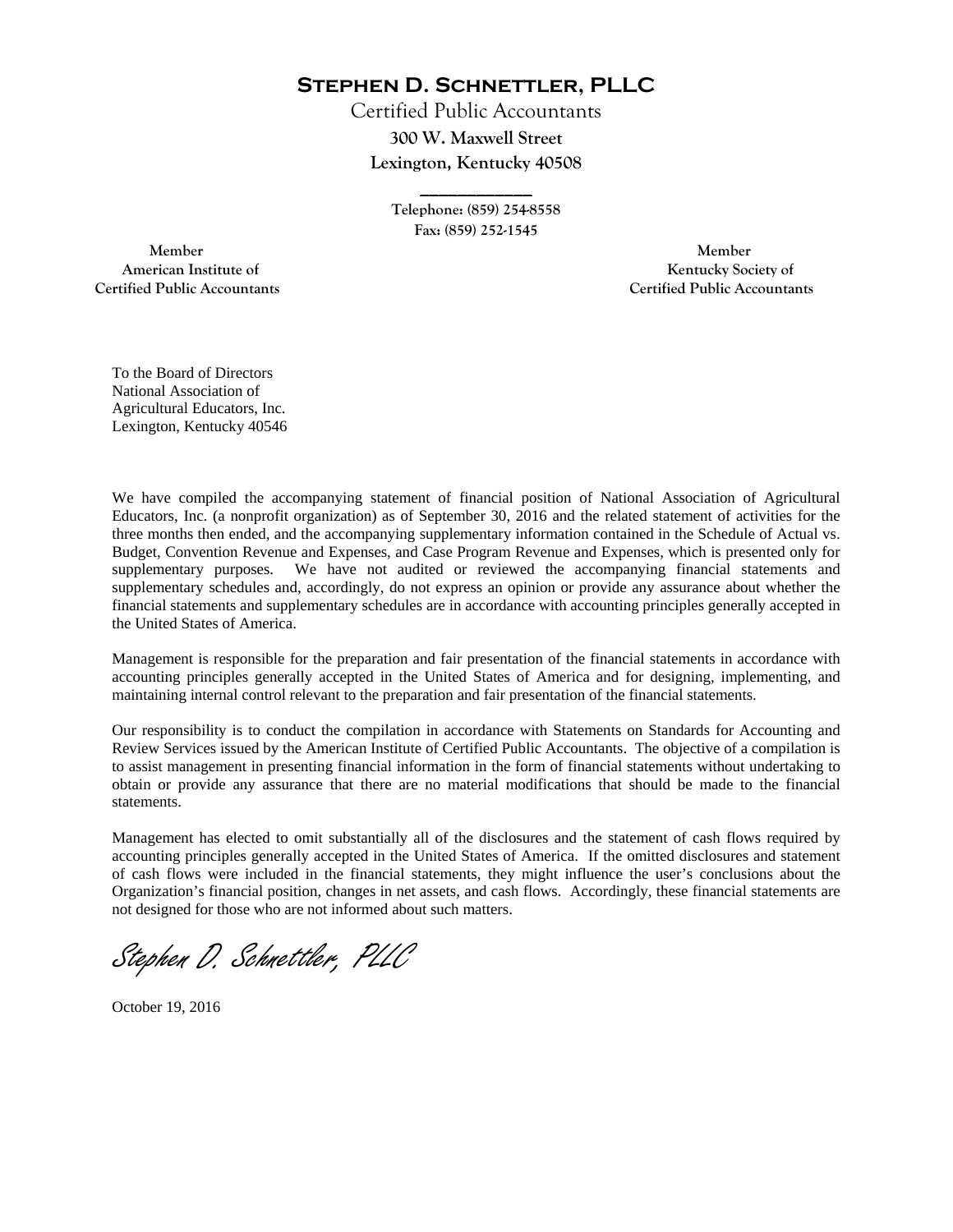# Stephen D. Schnettler, PLLC

Certified Public Accountants
300 W. Maxwell Street
Lexington, Kentucky 40508

Telephone: (859) 254-8558
Fax: (859) 252-1545

Member
American Institute of
Certified Public Accountants

Member
Kentucky Society of
Certified Public Accountants

To the Board of Directors
National Association of
Agricultural Educators, Inc.
Lexington, Kentucky 40546

We have compiled the accompanying statement of financial position of National Association of Agricultural Educators, Inc. (a nonprofit organization) as of September 30, 2016 and the related statement of activities for the three months then ended, and the accompanying supplementary information contained in the Schedule of Actual vs. Budget, Convention Revenue and Expenses, and Case Program Revenue and Expenses, which is presented only for supplementary purposes. We have not audited or reviewed the accompanying financial statements and supplementary schedules and, accordingly, do not express an opinion or provide any assurance about whether the financial statements and supplementary schedules are in accordance with accounting principles generally accepted in the United States of America.

Management is responsible for the preparation and fair presentation of the financial statements in accordance with accounting principles generally accepted in the United States of America and for designing, implementing, and maintaining internal control relevant to the preparation and fair presentation of the financial statements.

Our responsibility is to conduct the compilation in accordance with Statements on Standards for Accounting and Review Services issued by the American Institute of Certified Public Accountants. The objective of a compilation is to assist management in presenting financial information in the form of financial statements without undertaking to obtain or provide any assurance that there are no material modifications that should be made to the financial statements.

Management has elected to omit substantially all of the disclosures and the statement of cash flows required by accounting principles generally accepted in the United States of America. If the omitted disclosures and statement of cash flows were included in the financial statements, they might influence the user's conclusions about the Organization's financial position, changes in net assets, and cash flows. Accordingly, these financial statements are not designed for those who are not informed about such matters.

*Stephen D. Schnettler, PLLC*

October 19, 2016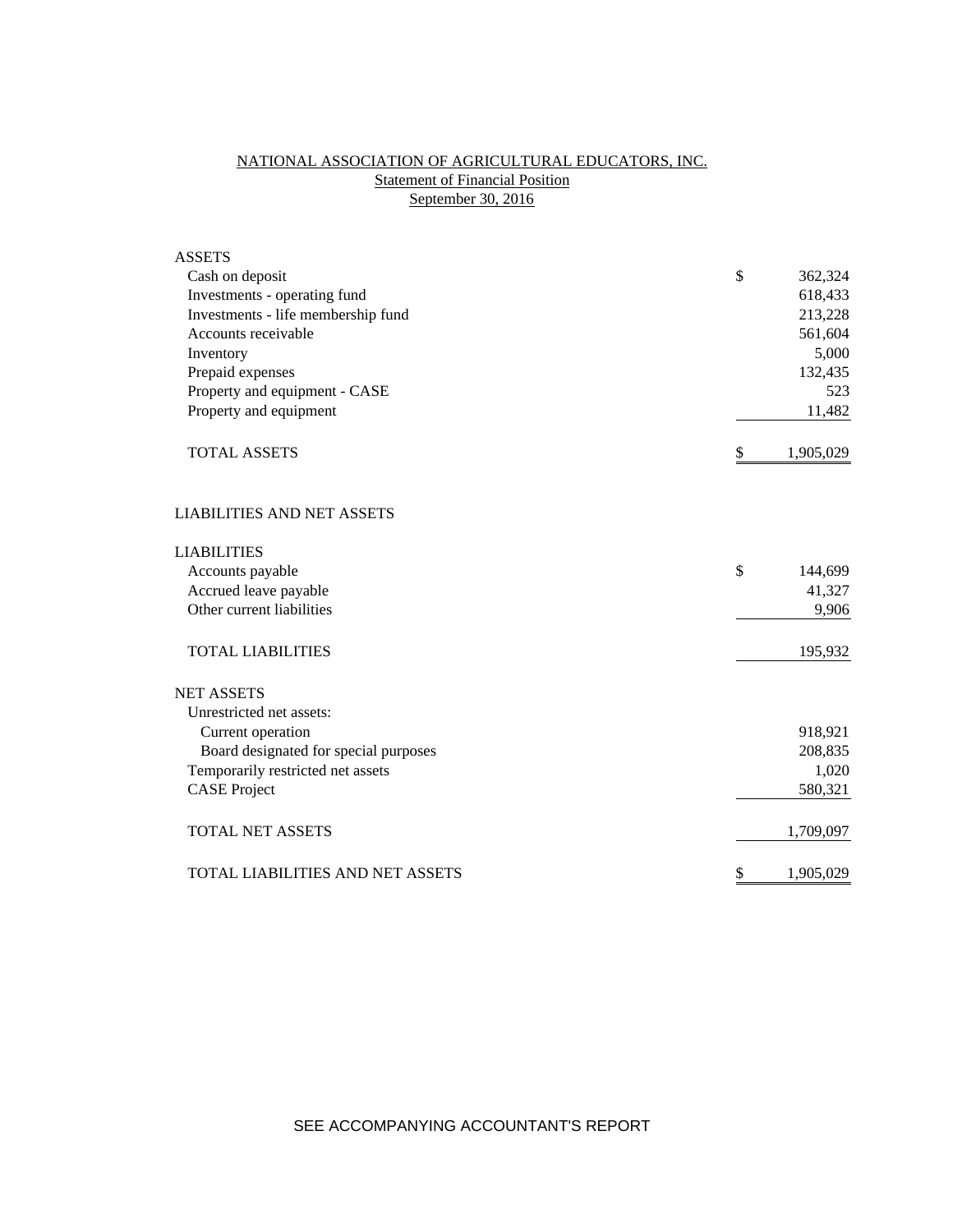# NATIONAL ASSOCIATION OF AGRICULTURAL EDUCATORS, INC.

## Statement of Financial Position

### September 30, 2016

| | | |
|---|---|---|
| **ASSETS** | | |
| Cash on deposit | $ | 362,324 |
| Investments - operating fund | | 618,433 |
| Investments - life membership fund | | 213,228 |
| Accounts receivable | | 561,604 |
| Inventory | | 5,000 |
| Prepaid expenses | | 132,435 |
| Property and equipment - CASE | | 523 |
| Property and equipment | | 11,482 |
| TOTAL ASSETS | $ | 1,905,029 |
| | | |
| **LIABILITIES AND NET ASSETS** | | |
| | | |
| **LIABILITIES** | | |
| Accounts payable | $ | 144,699 |
| Accrued leave payable | | 41,327 |
| Other current liabilities | | 9,906 |
| TOTAL LIABILITIES | | 195,932 |
| | | |
| **NET ASSETS** | | |
| Unrestricted net assets: | | |
| Current operation | | 918,921 |
| Board designated for special purposes | | 208,835 |
| Temporarily restricted net assets | | 1,020 |
| CASE Project | | 580,321 |
| TOTAL NET ASSETS | | 1,709,097 |
| | | |
| TOTAL LIABILITIES AND NET ASSETS | $ | 1,905,029 |

SEE ACCOMPANYING ACCOUNTANT'S REPORT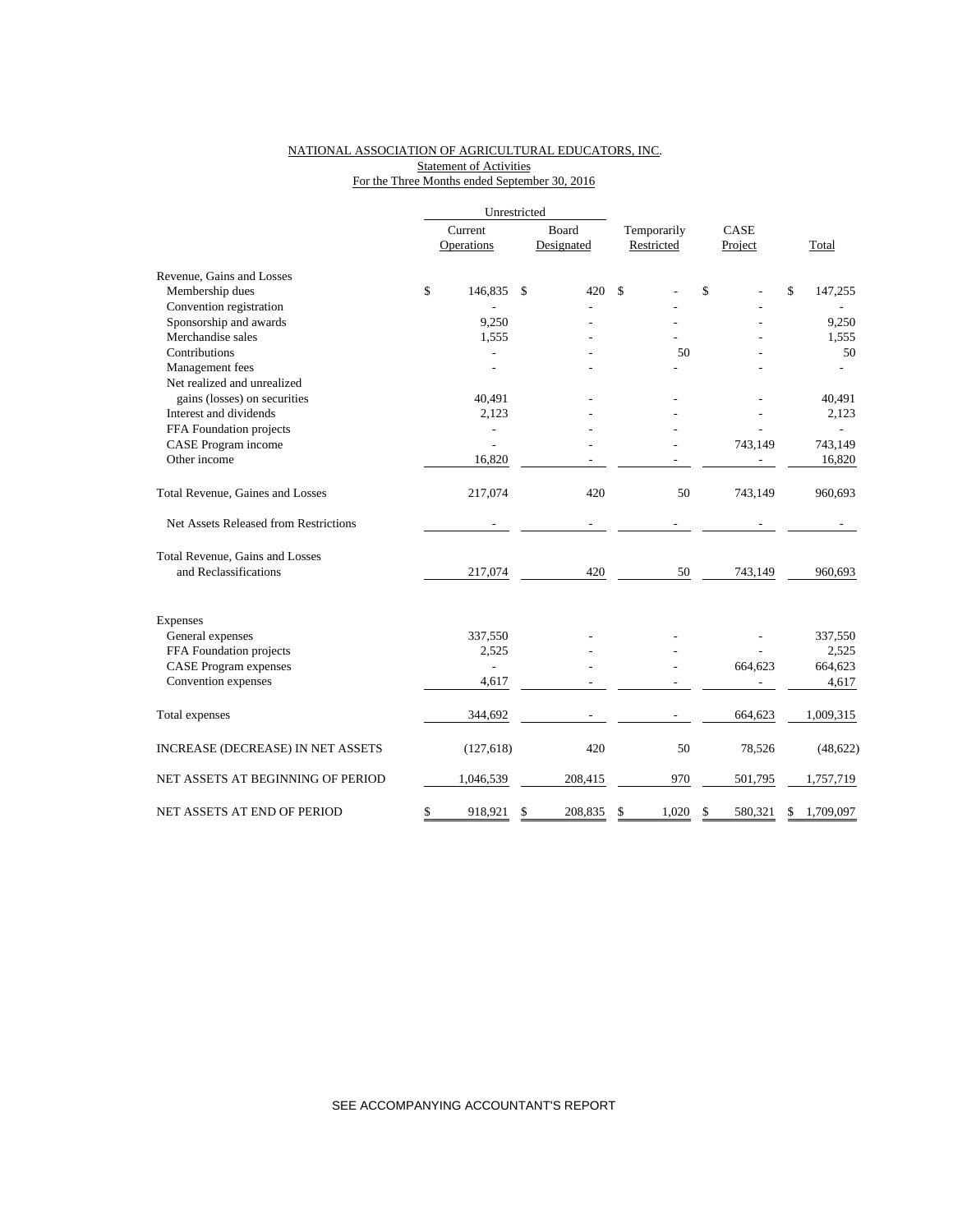NATIONAL ASSOCIATION OF AGRICULTURAL EDUCATORS, INC.
Statement of Activities
For the Three Months ended September 30, 2016

| | Unrestricted | | | | |
|---|---|---|---|---|---|
| | Current Operations | Board Designated | Temporarily Restricted | CASE Project | Total |
| Revenue, Gains and Losses | | | | | |
| Membership dues | $ 146,835 | $ 420 | $ - | $ - | $ 147,255 |
| Convention registration | - | - | - | - | - |
| Sponsorship and awards | 9,250 | - | - | - | 9,250 |
| Merchandise sales | 1,555 | - | - | - | 1,555 |
| Contributions | - | - | 50 | - | 50 |
| Management fees | - | - | - | - | - |
| Net realized and unrealized gains (losses) on securities | 40,491 | - | - | - | 40,491 |
| Interest and dividends | 2,123 | - | - | - | 2,123 |
| FFA Foundation projects | - | - | - | - | - |
| CASE Program income | - | - | - | 743,149 | 743,149 |
| Other income | 16,820 | - | - | - | 16,820 |
| Total Revenue, Gaines and Losses | 217,074 | 420 | 50 | 743,149 | 960,693 |
| Net Assets Released from Restrictions | - | - | - | - | - |
| Total Revenue, Gains and Losses and Reclassifications | 217,074 | 420 | 50 | 743,149 | 960,693 |
| Expenses | | | | | |
| General expenses | 337,550 | - | - | - | 337,550 |
| FFA Foundation projects | 2,525 | - | - | - | 2,525 |
| CASE Program expenses | - | - | - | 664,623 | 664,623 |
| Convention expenses | 4,617 | - | - | - | 4,617 |
| Total expenses | 344,692 | - | - | 664,623 | 1,009,315 |
| INCREASE (DECREASE) IN NET ASSETS | (127,618) | 420 | 50 | 78,526 | (48,622) |
| NET ASSETS AT BEGINNING OF PERIOD | 1,046,539 | 208,415 | 970 | 501,795 | 1,757,719 |
| NET ASSETS AT END OF PERIOD | $ 918,921 | $ 208,835 | $ 1,020 | $ 580,321 | $ 1,709,097 |

SEE ACCOMPANYING ACCOUNTANT'S REPORT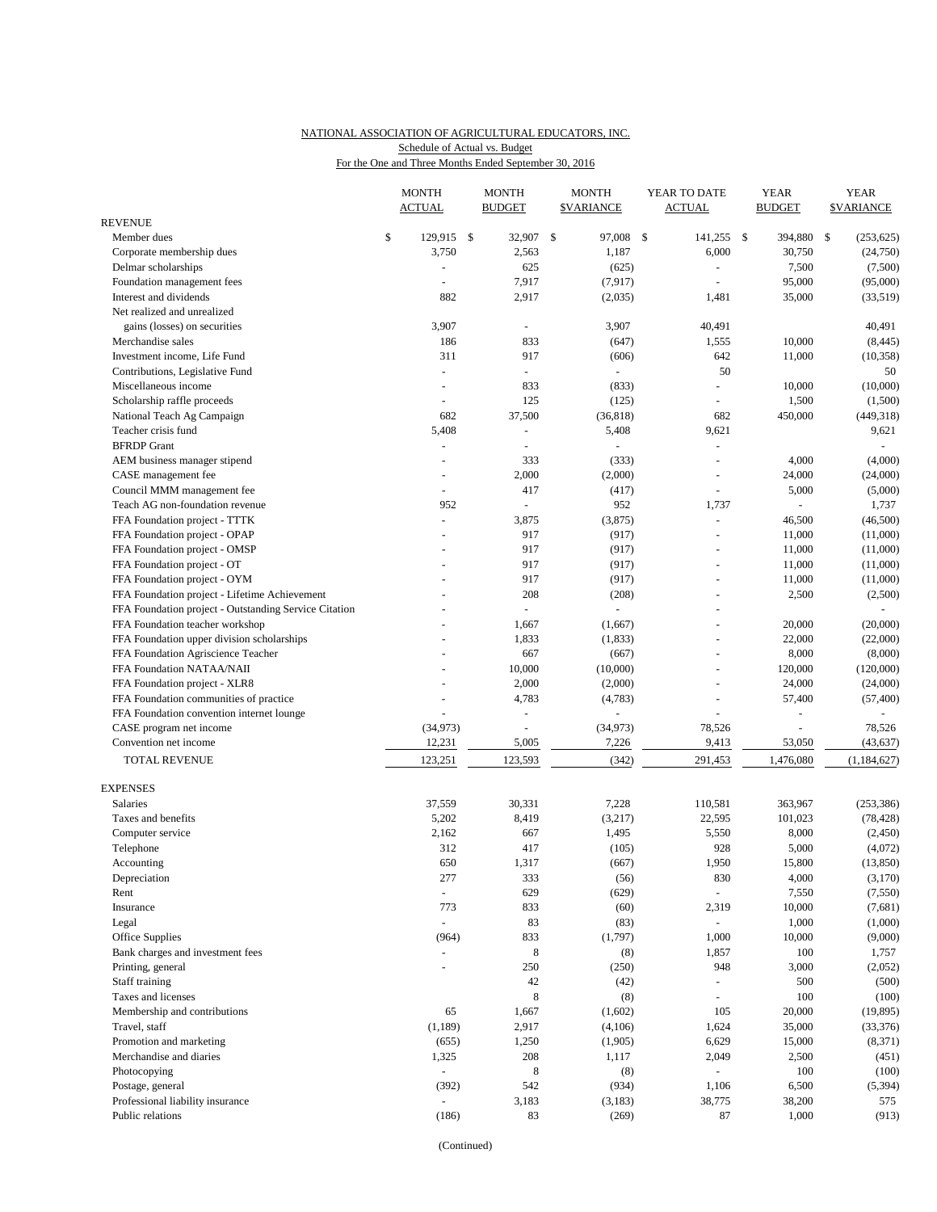NATIONAL ASSOCIATION OF AGRICULTURAL EDUCATORS, INC.
Schedule of Actual vs. Budget
For the One and Three Months Ended September 30, 2016

| | MONTH ACTUAL | MONTH BUDGET | MONTH $VARIANCE | YEAR TO DATE ACTUAL | YEAR BUDGET | YEAR $VARIANCE |
|---|---|---|---|---|---|---|
| **REVENUE** | | | | | | |
| Member dues | $ 129,915 | $ 32,907 | $ 97,008 | $ 141,255 | $ 394,880 | $ (253,625) |
| Corporate membership dues | 3,750 | 2,563 | 1,187 | 6,000 | 30,750 | (24,750) |
| Delmar scholarships | - | 625 | (625) | - | 7,500 | (7,500) |
| Foundation management fees | - | 7,917 | (7,917) | - | 95,000 | (95,000) |
| Interest and dividends | 882 | 2,917 | (2,035) | 1,481 | 35,000 | (33,519) |
| Net realized and unrealized gains (losses) on securities | 3,907 | - | 3,907 | 40,491 | | 40,491 |
| Merchandise sales | 186 | 833 | (647) | 1,555 | 10,000 | (8,445) |
| Investment income, Life Fund | 311 | 917 | (606) | 642 | 11,000 | (10,358) |
| Contributions, Legislative Fund | - | - | - | 50 | | 50 |
| Miscellaneous income | - | 833 | (833) | - | 10,000 | (10,000) |
| Scholarship raffle proceeds | - | 125 | (125) | - | 1,500 | (1,500) |
| National Teach Ag Campaign | 682 | 37,500 | (36,818) | 682 | 450,000 | (449,318) |
| Teacher crisis fund | 5,408 | - | 5,408 | 9,621 | | 9,621 |
| BFRDP Grant | - | - | - | - | | - |
| AEM business manager stipend | - | 333 | (333) | - | 4,000 | (4,000) |
| CASE management fee | - | 2,000 | (2,000) | - | 24,000 | (24,000) |
| Council MMM management fee | - | 417 | (417) | - | 5,000 | (5,000) |
| Teach AG non-foundation revenue | 952 | - | 952 | 1,737 | - | 1,737 |
| FFA Foundation project - TTTK | - | 3,875 | (3,875) | - | 46,500 | (46,500) |
| FFA Foundation project - OPAP | - | 917 | (917) | - | 11,000 | (11,000) |
| FFA Foundation project - OMSP | - | 917 | (917) | - | 11,000 | (11,000) |
| FFA Foundation project - OT | - | 917 | (917) | - | 11,000 | (11,000) |
| FFA Foundation project - OYM | - | 917 | (917) | - | 11,000 | (11,000) |
| FFA Foundation project - Lifetime Achievement | - | 208 | (208) | - | 2,500 | (2,500) |
| FFA Foundation project - Outstanding Service Citation | - | - | - | - | | - |
| FFA Foundation teacher workshop | - | 1,667 | (1,667) | - | 20,000 | (20,000) |
| FFA Foundation upper division scholarships | - | 1,833 | (1,833) | - | 22,000 | (22,000) |
| FFA Foundation Agriscience Teacher | - | 667 | (667) | - | 8,000 | (8,000) |
| FFA Foundation NATAA/NAII | - | 10,000 | (10,000) | - | 120,000 | (120,000) |
| FFA Foundation project - XLR8 | - | 2,000 | (2,000) | - | 24,000 | (24,000) |
| FFA Foundation communities of practice | - | 4,783 | (4,783) | - | 57,400 | (57,400) |
| FFA Foundation convention internet lounge | - | - | - | - | - | - |
| CASE program net income | (34,973) | - | (34,973) | 78,526 | - | 78,526 |
| Convention net income | 12,231 | 5,005 | 7,226 | 9,413 | 53,050 | (43,637) |
| TOTAL REVENUE | 123,251 | 123,593 | (342) | 291,453 | 1,476,080 | (1,184,627) |
| **EXPENSES** | | | | | | |
| Salaries | 37,559 | 30,331 | 7,228 | 110,581 | 363,967 | (253,386) |
| Taxes and benefits | 5,202 | 8,419 | (3,217) | 22,595 | 101,023 | (78,428) |
| Computer service | 2,162 | 667 | 1,495 | 5,550 | 8,000 | (2,450) |
| Telephone | 312 | 417 | (105) | 928 | 5,000 | (4,072) |
| Accounting | 650 | 1,317 | (667) | 1,950 | 15,800 | (13,850) |
| Depreciation | 277 | 333 | (56) | 830 | 4,000 | (3,170) |
| Rent | - | 629 | (629) | - | 7,550 | (7,550) |
| Insurance | 773 | 833 | (60) | 2,319 | 10,000 | (7,681) |
| Legal | - | 83 | (83) | - | 1,000 | (1,000) |
| Office Supplies | (964) | 833 | (1,797) | 1,000 | 10,000 | (9,000) |
| Bank charges and investment fees | - | 8 | (8) | 1,857 | 100 | 1,757 |
| Printing, general | - | 250 | (250) | 948 | 3,000 | (2,052) |
| Staff training | | 42 | (42) | - | 500 | (500) |
| Taxes and licenses | | 8 | (8) | - | 100 | (100) |
| Membership and contributions | 65 | 1,667 | (1,602) | 105 | 20,000 | (19,895) |
| Travel, staff | (1,189) | 2,917 | (4,106) | 1,624 | 35,000 | (33,376) |
| Promotion and marketing | (655) | 1,250 | (1,905) | 6,629 | 15,000 | (8,371) |
| Merchandise and diaries | 1,325 | 208 | 1,117 | 2,049 | 2,500 | (451) |
| Photocopying | - | 8 | (8) | - | 100 | (100) |
| Postage, general | (392) | 542 | (934) | 1,106 | 6,500 | (5,394) |
| Professional liability insurance | - | 3,183 | (3,183) | 38,775 | 38,200 | 575 |
| Public relations | (186) | 83 | (269) | 87 | 1,000 | (913) |

(Continued)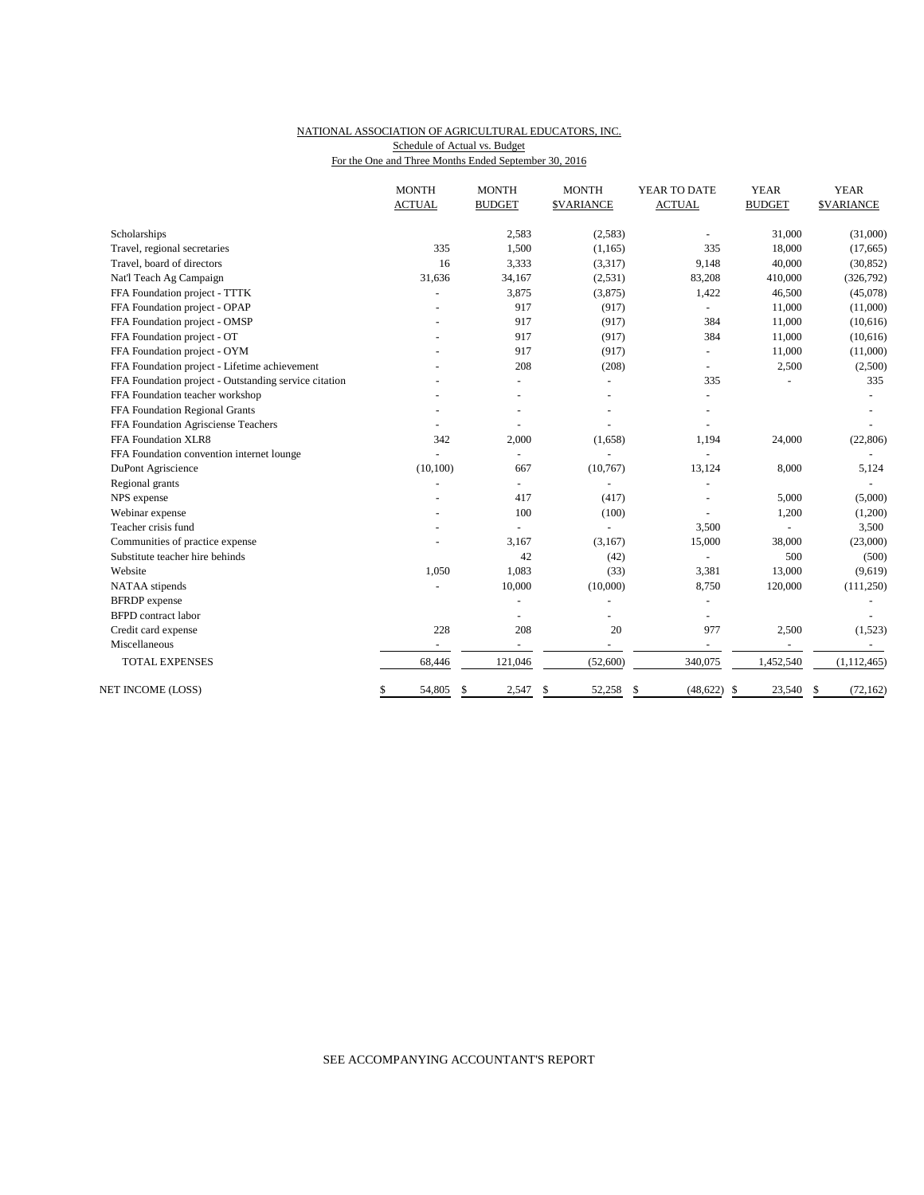NATIONAL ASSOCIATION OF AGRICULTURAL EDUCATORS, INC.
Schedule of Actual vs. Budget
For the One and Three Months Ended September 30, 2016

| | MONTH ACTUAL | MONTH BUDGET | MONTH $VARIANCE | YEAR TO DATE ACTUAL | YEAR BUDGET | YEAR $VARIANCE |
|---|---|---|---|---|---|---|
| Scholarships | | 2,583 | (2,583) | - | 31,000 | (31,000) |
| Travel, regional secretaries | 335 | 1,500 | (1,165) | 335 | 18,000 | (17,665) |
| Travel, board of directors | 16 | 3,333 | (3,317) | 9,148 | 40,000 | (30,852) |
| Nat'l Teach Ag Campaign | 31,636 | 34,167 | (2,531) | 83,208 | 410,000 | (326,792) |
| FFA Foundation project - TTTK | - | 3,875 | (3,875) | 1,422 | 46,500 | (45,078) |
| FFA Foundation project - OPAP | - | 917 | (917) | - | 11,000 | (11,000) |
| FFA Foundation project - OMSP | - | 917 | (917) | 384 | 11,000 | (10,616) |
| FFA Foundation project - OT | - | 917 | (917) | 384 | 11,000 | (10,616) |
| FFA Foundation project - OYM | - | 917 | (917) | - | 11,000 | (11,000) |
| FFA Foundation project - Lifetime achievement | - | 208 | (208) | - | 2,500 | (2,500) |
| FFA Foundation project - Outstanding service citation | - | - | - | 335 | - | 335 |
| FFA Foundation teacher workshop | - | - | - | - | | - |
| FFA Foundation Regional Grants | - | - | - | - | | - |
| FFA Foundation Agrisciense Teachers | - | - | - | - | | - |
| FFA Foundation XLR8 | 342 | 2,000 | (1,658) | 1,194 | 24,000 | (22,806) |
| FFA Foundation convention internet lounge | - | - | - | - | | - |
| DuPont Agriscience | (10,100) | 667 | (10,767) | 13,124 | 8,000 | 5,124 |
| Regional grants | - | - | - | - | | - |
| NPS expense | - | 417 | (417) | - | 5,000 | (5,000) |
| Webinar expense | - | 100 | (100) | - | 1,200 | (1,200) |
| Teacher crisis fund | - | - | - | 3,500 | - | 3,500 |
| Communities of practice expense | - | 3,167 | (3,167) | 15,000 | 38,000 | (23,000) |
| Substitute teacher hire behinds | | 42 | (42) | - | 500 | (500) |
| Website | 1,050 | 1,083 | (33) | 3,381 | 13,000 | (9,619) |
| NATAA stipends | - | 10,000 | (10,000) | 8,750 | 120,000 | (111,250) |
| BFRDP expense | | - | - | - | | - |
| BFPD contract labor | | - | - | - | | - |
| Credit card expense | 228 | 208 | 20 | 977 | 2,500 | (1,523) |
| Miscellaneous | - | - | - | - | - | - |
| TOTAL EXPENSES | 68,446 | 121,046 | (52,600) | 340,075 | 1,452,540 | (1,112,465) |
| NET INCOME (LOSS) | $ 54,805 | $ 2,547 | $ 52,258 | $ (48,622) | $ 23,540 | $ (72,162) |

SEE ACCOMPANYING ACCOUNTANT'S REPORT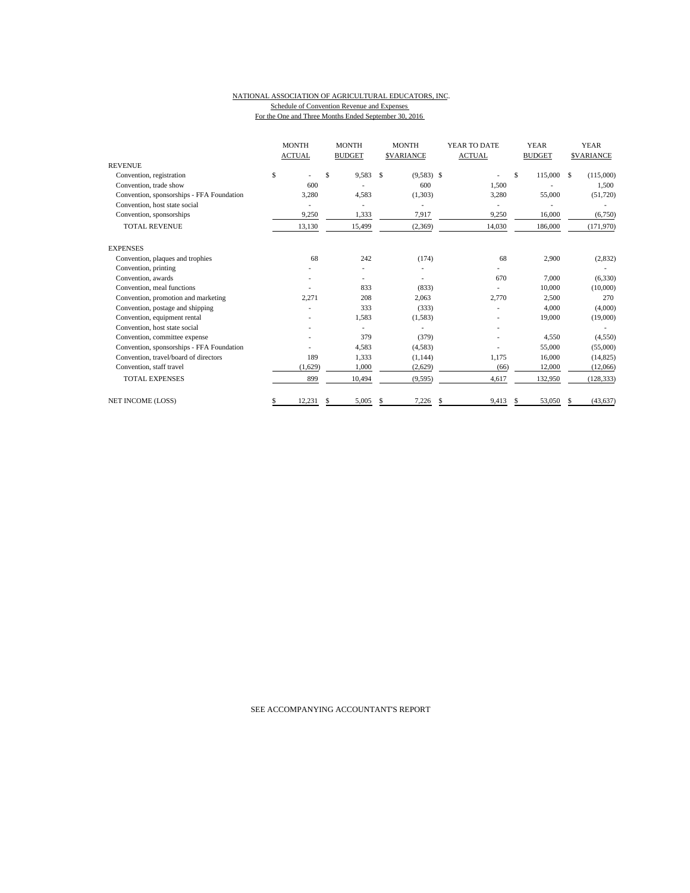NATIONAL ASSOCIATION OF AGRICULTURAL EDUCATORS, INC.
Schedule of Convention Revenue and Expenses
For the One and Three Months Ended September 30, 2016

| | MONTH ACTUAL | MONTH BUDGET | MONTH $VARIANCE | YEAR TO DATE ACTUAL | YEAR BUDGET | YEAR $VARIANCE |
|---|---|---|---|---|---|---|
| REVENUE | | | | | | |
| Convention, registration | $ - | $ 9,583 | $ (9,583) | $ - | $ 115,000 | $ (115,000) |
| Convention, trade show | 600 | - | 600 | 1,500 | - | 1,500 |
| Convention, sponsorships - FFA Foundation | 3,280 | 4,583 | (1,303) | 3,280 | 55,000 | (51,720) |
| Convention, host state social | - | - | - | - | - | - |
| Convention, sponsorships | 9,250 | 1,333 | 7,917 | 9,250 | 16,000 | (6,750) |
| TOTAL REVENUE | 13,130 | 15,499 | (2,369) | 14,030 | 186,000 | (171,970) |
| EXPENSES | | | | | | |
| Convention, plaques and trophies | 68 | 242 | (174) | 68 | 2,900 | (2,832) |
| Convention, printing | - | - | - | - | | - |
| Convention, awards | - | - | - | 670 | 7,000 | (6,330) |
| Convention, meal functions | - | 833 | (833) | - | 10,000 | (10,000) |
| Convention, promotion and marketing | 2,271 | 208 | 2,063 | 2,770 | 2,500 | 270 |
| Convention, postage and shipping | - | 333 | (333) | - | 4,000 | (4,000) |
| Convention, equipment rental | - | 1,583 | (1,583) | - | 19,000 | (19,000) |
| Convention, host state social | - | - | - | - | | - |
| Convention, committee expense | - | 379 | (379) | - | 4,550 | (4,550) |
| Convention, sponsorships - FFA Foundation | - | 4,583 | (4,583) | - | 55,000 | (55,000) |
| Convention, travel/board of directors | 189 | 1,333 | (1,144) | 1,175 | 16,000 | (14,825) |
| Convention, staff travel | (1,629) | 1,000 | (2,629) | (66) | 12,000 | (12,066) |
| TOTAL EXPENSES | 899 | 10,494 | (9,595) | 4,617 | 132,950 | (128,333) |
| NET INCOME (LOSS) | $ 12,231 | $ 5,005 | $ 7,226 | $ 9,413 | $ 53,050 | $ (43,637) |

SEE ACCOMPANYING ACCOUNTANT'S REPORT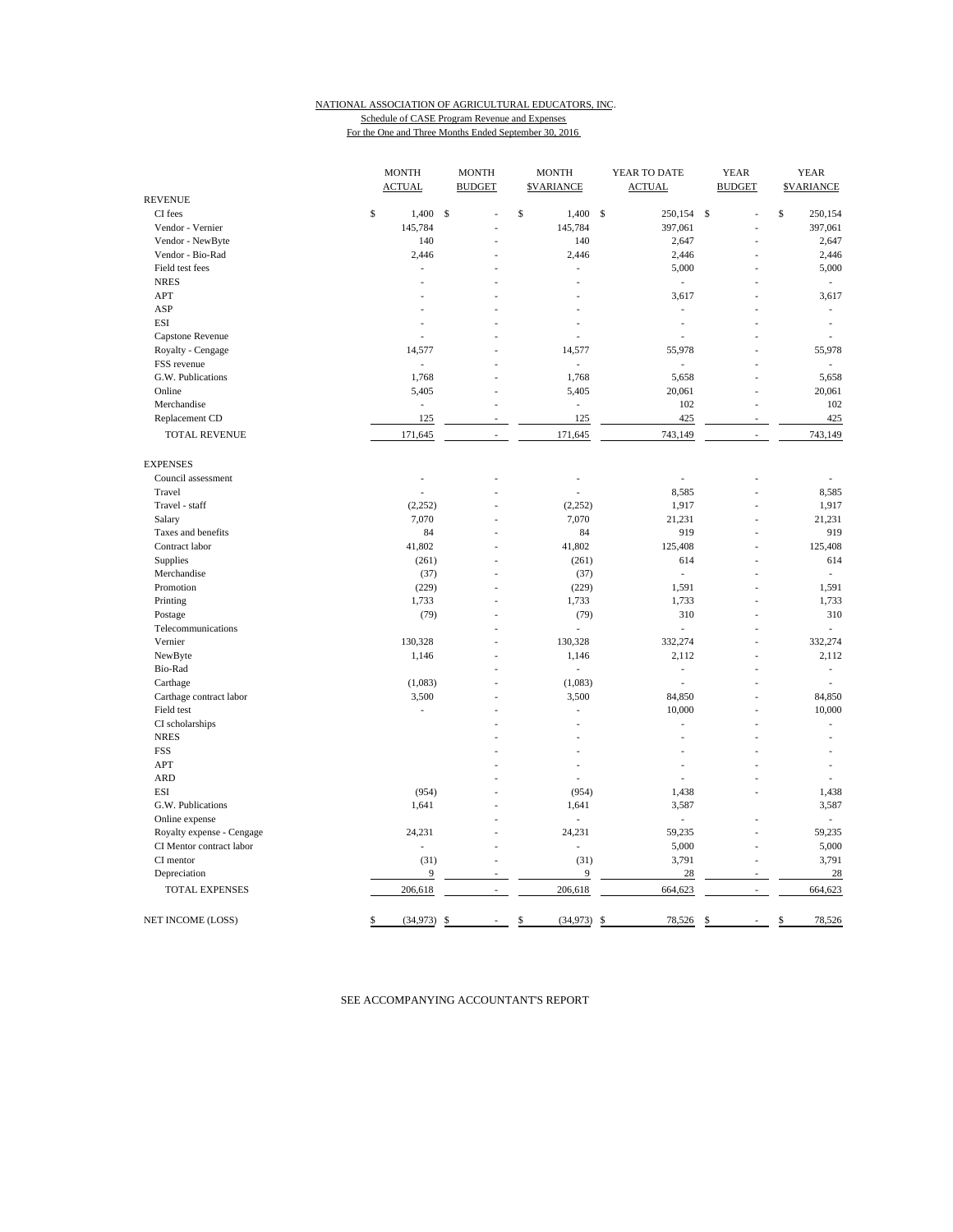NATIONAL ASSOCIATION OF AGRICULTURAL EDUCATORS, INC.
Schedule of CASE Program Revenue and Expenses
For the One and Three Months Ended September 30, 2016

| | MONTH ACTUAL | MONTH BUDGET | MONTH $VARIANCE | YEAR TO DATE ACTUAL | YEAR BUDGET | YEAR $VARIANCE |
|---|---|---|---|---|---|---|
| REVENUE | | | | | | |
| CI fees | $ 1,400 | $ - | $ 1,400 | $ 250,154 | $ - | $ 250,154 |
| Vendor - Vernier | 145,784 | - | 145,784 | 397,061 | - | 397,061 |
| Vendor - NewByte | 140 | - | 140 | 2,647 | - | 2,647 |
| Vendor - Bio-Rad | 2,446 | - | 2,446 | 2,446 | - | 2,446 |
| Field test fees | - | - | - | 5,000 | - | 5,000 |
| NRES | - | - | - | - | - | - |
| APT | - | - | - | 3,617 | - | 3,617 |
| ASP | - | - | - | - | - | - |
| ESI | - | - | - | - | - | - |
| Capstone Revenue | - | - | - | - | - | - |
| Royalty - Cengage | 14,577 | - | 14,577 | 55,978 | - | 55,978 |
| FSS revenue | - | - | - | - | - | - |
| G.W. Publications | 1,768 | - | 1,768 | 5,658 | - | 5,658 |
| Online | 5,405 | - | 5,405 | 20,061 | - | 20,061 |
| Merchandise | - | - | - | 102 | - | 102 |
| Replacement CD | 125 | - | 125 | 425 | - | 425 |
| TOTAL REVENUE | 171,645 | - | 171,645 | 743,149 | - | 743,149 |
| EXPENSES | | | | | | |
| Council assessment | - | - | - | - | - | - |
| Travel | - | - | - | 8,585 | - | 8,585 |
| Travel - staff | (2,252) | - | (2,252) | 1,917 | - | 1,917 |
| Salary | 7,070 | - | 7,070 | 21,231 | - | 21,231 |
| Taxes and benefits | 84 | - | 84 | 919 | - | 919 |
| Contract labor | 41,802 | - | 41,802 | 125,408 | - | 125,408 |
| Supplies | (261) | - | (261) | 614 | - | 614 |
| Merchandise | (37) | - | (37) | - | - | - |
| Promotion | (229) | - | (229) | 1,591 | - | 1,591 |
| Printing | 1,733 | - | 1,733 | 1,733 | - | 1,733 |
| Postage | (79) | - | (79) | 310 | - | 310 |
| Telecommunications | | - | - | - | - | - |
| Vernier | 130,328 | - | 130,328 | 332,274 | - | 332,274 |
| NewByte | 1,146 | - | 1,146 | 2,112 | - | 2,112 |
| Bio-Rad | | - | - | - | - | - |
| Carthage | (1,083) | - | (1,083) | - | - | - |
| Carthage contract labor | 3,500 | - | 3,500 | 84,850 | - | 84,850 |
| Field test | - | - | - | 10,000 | - | 10,000 |
| CI scholarships | | - | - | - | - | - |
| NRES | | - | - | - | - | - |
| FSS | | - | - | - | - | - |
| APT | | - | - | - | - | - |
| ARD | | - | - | - | - | - |
| ESI | (954) | - | (954) | 1,438 | - | 1,438 |
| G.W. Publications | 1,641 | - | 1,641 | 3,587 | | 3,587 |
| Online expense | | - | - | - | - | - |
| Royalty expense - Cengage | 24,231 | - | 24,231 | 59,235 | - | 59,235 |
| CI Mentor contract labor | - | - | - | 5,000 | - | 5,000 |
| CI mentor | (31) | - | (31) | 3,791 | - | 3,791 |
| Depreciation | 9 | - | 9 | 28 | - | 28 |
| TOTAL EXPENSES | 206,618 | - | 206,618 | 664,623 | - | 664,623 |
| NET INCOME (LOSS) | $ (34,973) | $ - | $ (34,973) | $ 78,526 | $ - | $ 78,526 |

SEE ACCOMPANYING ACCOUNTANT'S REPORT